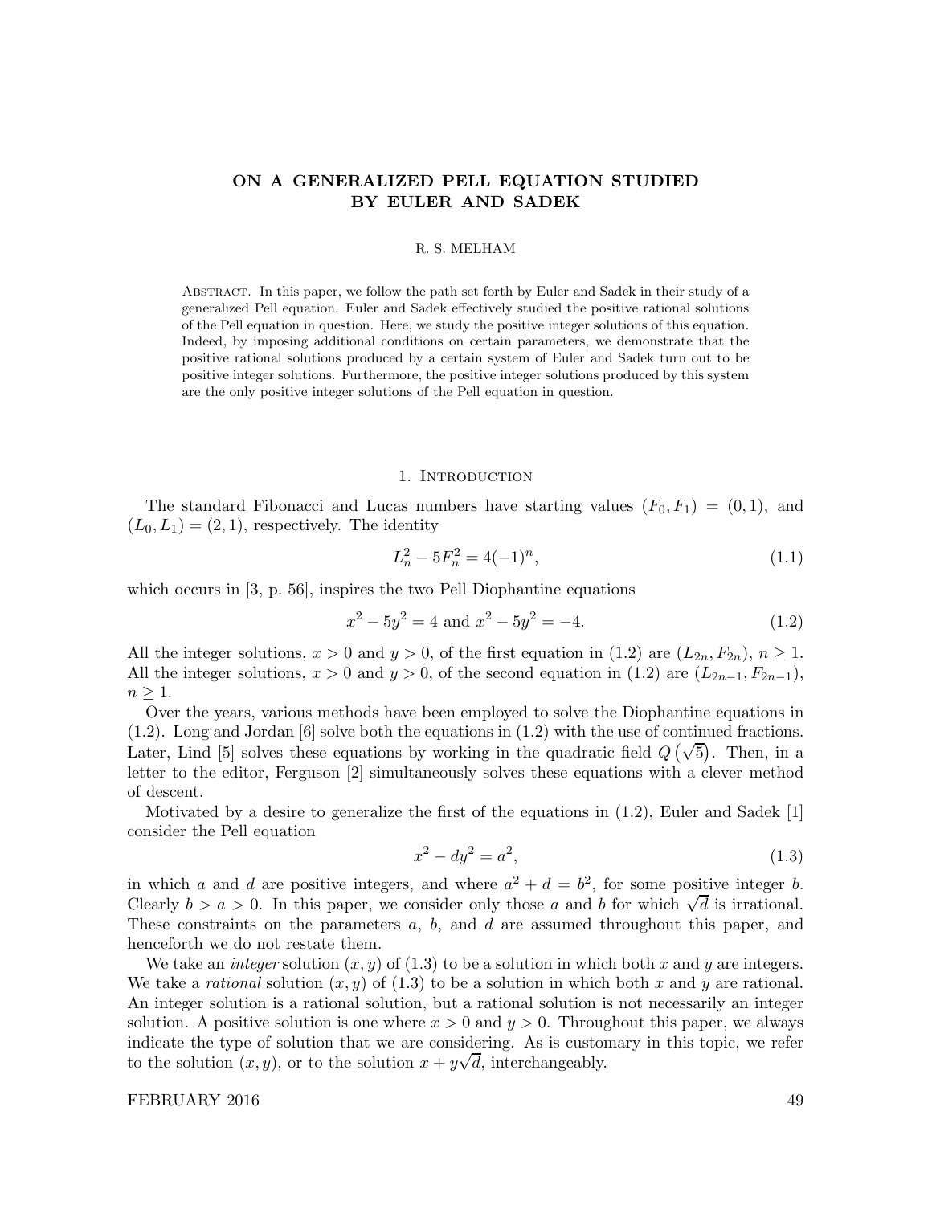# ON A GENERALIZED PELL EQUATION STUDIED BY EULER AND SADEK

R. S. MELHAM

Abstract. In this paper, we follow the path set forth by Euler and Sadek in their study of a generalized Pell equation. Euler and Sadek effectively studied the positive rational solutions of the Pell equation in question. Here, we study the positive integer solutions of this equation. Indeed, by imposing additional conditions on certain parameters, we demonstrate that the positive rational solutions produced by a certain system of Euler and Sadek turn out to be positive integer solutions. Furthermore, the positive integer solutions produced by this system are the only positive integer solutions of the Pell equation in question.

## 1. Introduction

The standard Fibonacci and Lucas numbers have starting values $(F_0, F_1) = (0, 1)$, and $(L_0, L_1) = (2, 1)$, respectively. The identity

$$L_n^2 - 5F_n^2 = 4(-1)^n, \tag{1.1}$$

which occurs in [3, p. 56], inspires the two Pell Diophantine equations

$$x^2 - 5y^2 = 4 \text{ and } x^2 - 5y^2 = -4. \tag{1.2}$$

All the integer solutions, $x > 0$ and $y > 0$, of the first equation in (1.2) are $(L_{2n}, F_{2n})$, $n \geq 1$. All the integer solutions, $x > 0$ and $y > 0$, of the second equation in (1.2) are $(L_{2n-1}, F_{2n-1})$, $n \geq 1$.

Over the years, various methods have been employed to solve the Diophantine equations in (1.2). Long and Jordan [6] solve both the equations in (1.2) with the use of continued fractions. Later, Lind [5] solves these equations by working in the quadratic field $Q\left(\sqrt{5}\right)$. Then, in a letter to the editor, Ferguson [2] simultaneously solves these equations with a clever method of descent.

Motivated by a desire to generalize the first of the equations in (1.2), Euler and Sadek [1] consider the Pell equation

$$x^2 - dy^2 = a^2, \tag{1.3}$$

in which $a$ and $d$ are positive integers, and where $a^2 + d = b^2$, for some positive integer $b$. Clearly $b > a > 0$. In this paper, we consider only those $a$ and $b$ for which $\sqrt{d}$ is irrational. These constraints on the parameters $a$, $b$, and $d$ are assumed throughout this paper, and henceforth we do not restate them.

We take an *integer* solution $(x, y)$ of (1.3) to be a solution in which both $x$ and $y$ are integers. We take a *rational* solution $(x, y)$ of (1.3) to be a solution in which both $x$ and $y$ are rational. An integer solution is a rational solution, but a rational solution is not necessarily an integer solution. A positive solution is one where $x > 0$ and $y > 0$. Throughout this paper, we always indicate the type of solution that we are considering. As is customary in this topic, we refer to the solution $(x, y)$, or to the solution $x + y\sqrt{d}$, interchangeably.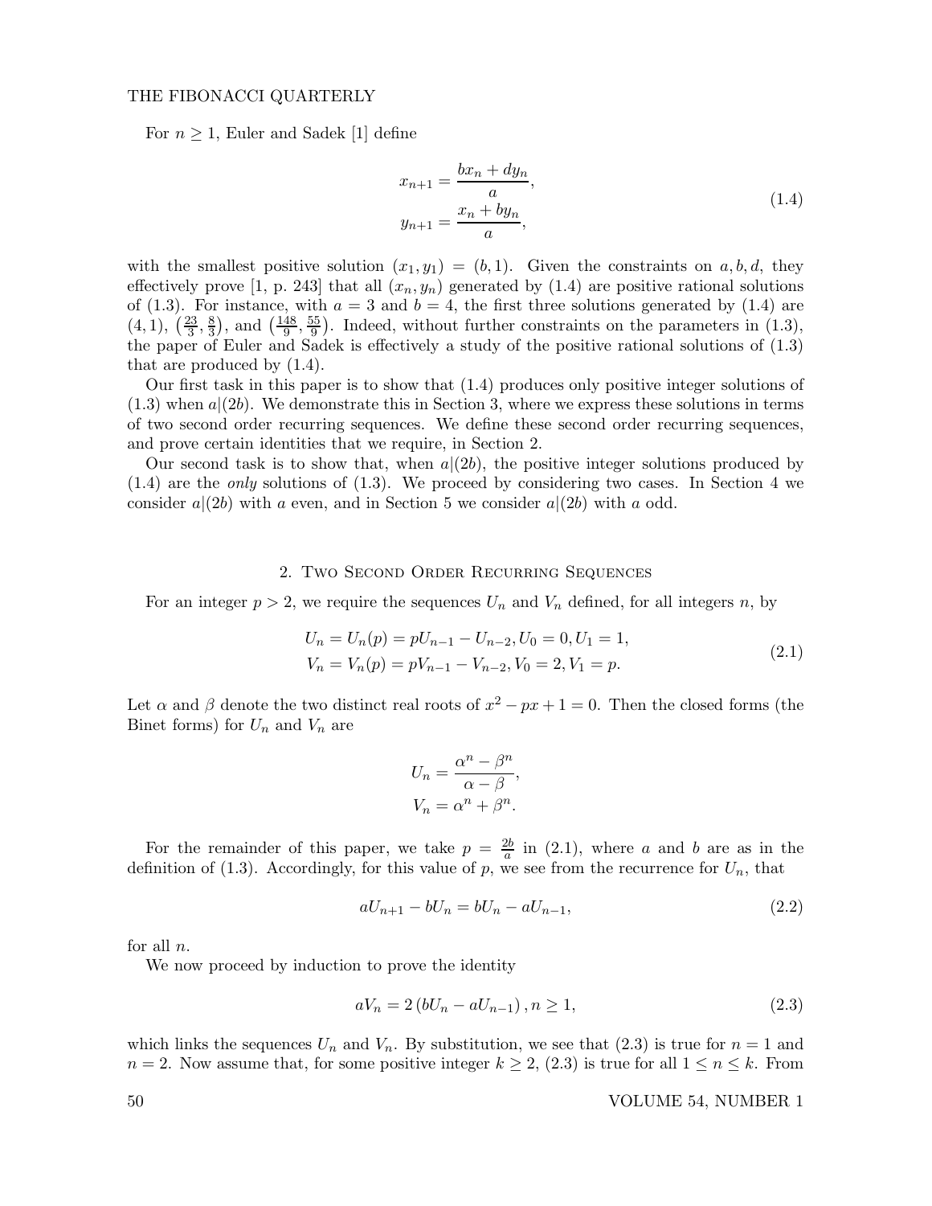For $n \geq 1$, Euler and Sadek [1] define

$$
\begin{aligned}
x_{n+1} &= \frac{bx_n + dy_n}{a}, \\
y_{n+1} &= \frac{x_n + by_n}{a},
\end{aligned}
\tag{1.4}
$$

with the smallest positive solution $(x_1, y_1) = (b, 1)$. Given the constraints on $a, b, d$, they effectively prove [1, p. 243] that all $(x_n, y_n)$ generated by (1.4) are positive rational solutions of (1.3). For instance, with $a = 3$ and $b = 4$, the first three solutions generated by (1.4) are $(4, 1)$, $\left(\frac{23}{3}, \frac{8}{3}\right)$, and $\left(\frac{148}{9}, \frac{55}{9}\right)$. Indeed, without further constraints on the parameters in (1.3), the paper of Euler and Sadek is effectively a study of the positive rational solutions of (1.3) that are produced by (1.4).

Our first task in this paper is to show that (1.4) produces only positive integer solutions of (1.3) when $a|(2b)$. We demonstrate this in Section 3, where we express these solutions in terms of two second order recurring sequences. We define these second order recurring sequences, and prove certain identities that we require, in Section 2.

Our second task is to show that, when $a|(2b)$, the positive integer solutions produced by (1.4) are the *only* solutions of (1.3). We proceed by considering two cases. In Section 4 we consider $a|(2b)$ with $a$ even, and in Section 5 we consider $a|(2b)$ with $a$ odd.

## 2. Two Second Order Recurring Sequences

For an integer $p > 2$, we require the sequences $U_n$ and $V_n$ defined, for all integers $n$, by

$$
\begin{aligned}
U_n &= U_n(p) = pU_{n-1} - U_{n-2}, U_0 = 0, U_1 = 1, \\
V_n &= V_n(p) = pV_{n-1} - V_{n-2}, V_0 = 2, V_1 = p.
\end{aligned}
\tag{2.1}
$$

Let $\alpha$ and $\beta$ denote the two distinct real roots of $x^2 - px + 1 = 0$. Then the closed forms (the Binet forms) for $U_n$ and $V_n$ are

$$
\begin{aligned}
U_n &= \frac{\alpha^n - \beta^n}{\alpha - \beta}, \\
V_n &= \alpha^n + \beta^n.
\end{aligned}
$$

For the remainder of this paper, we take $p = \frac{2b}{a}$ in (2.1), where $a$ and $b$ are as in the definition of (1.3). Accordingly, for this value of $p$, we see from the recurrence for $U_n$, that

$$
aU_{n+1} - bU_n = bU_n - aU_{n-1}, \tag{2.2}
$$

for all $n$.

We now proceed by induction to prove the identity

$$
aV_n = 2\left(bU_n - aU_{n-1}\right), n \geq 1, \tag{2.3}
$$

which links the sequences $U_n$ and $V_n$. By substitution, we see that (2.3) is true for $n = 1$ and $n = 2$. Now assume that, for some positive integer $k \geq 2$, (2.3) is true for all $1 \leq n \leq k$. From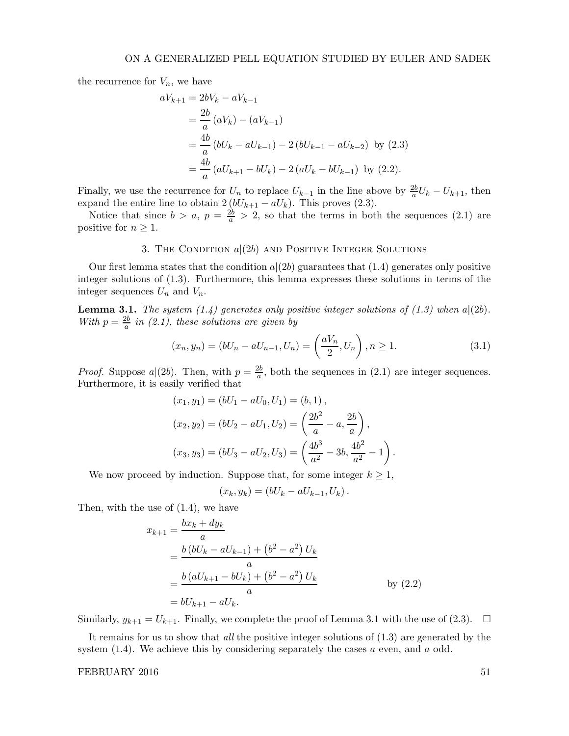the recurrence for $V_n$, we have

$$
\begin{aligned}
aV_{k+1} &= 2bV_k - aV_{k-1} \\
&= \frac{2b}{a}(aV_k) - (aV_{k-1}) \\
&= \frac{4b}{a}(bU_k - aU_{k-1}) - 2(bU_{k-1} - aU_{k-2}) \text{ by (2.3)} \\
&= \frac{4b}{a}(aU_{k+1} - bU_k) - 2(aU_k - bU_{k-1}) \text{ by (2.2).}
\end{aligned}
$$

Finally, we use the recurrence for $U_n$ to replace $U_{k-1}$ in the line above by $\frac{2b}{a}U_k - U_{k+1}$, then expand the entire line to obtain $2(bU_{k+1} - aU_k)$. This proves (2.3).

Notice that since $b > a$, $p = \frac{2b}{a} > 2$, so that the terms in both the sequences (2.1) are positive for $n \geq 1$.

## 3. The Condition $a|(2b)$ and Positive Integer Solutions

Our first lemma states that the condition $a|(2b)$ guarantees that (1.4) generates only positive integer solutions of (1.3). Furthermore, this lemma expresses these solutions in terms of the integer sequences $U_n$ and $V_n$.

**Lemma 3.1.** *The system (1.4) generates only positive integer solutions of (1.3) when $a|(2b)$. With $p = \frac{2b}{a}$ in (2.1), these solutions are given by*

$$
(x_n, y_n) = (bU_n - aU_{n-1}, U_n) = \left(\frac{aV_n}{2}, U_n\right), n \geq 1. \tag{3.1}
$$

*Proof.* Suppose $a|(2b)$. Then, with $p = \frac{2b}{a}$, both the sequences in (2.1) are integer sequences. Furthermore, it is easily verified that

$$
\begin{aligned}
(x_1, y_1) &= (bU_1 - aU_0, U_1) = (b, 1), \\
(x_2, y_2) &= (bU_2 - aU_1, U_2) = \left(\frac{2b^2}{a} - a, \frac{2b}{a}\right), \\
(x_3, y_3) &= (bU_3 - aU_2, U_3) = \left(\frac{4b^3}{a^2} - 3b, \frac{4b^2}{a^2} - 1\right).
\end{aligned}
$$

We now proceed by induction. Suppose that, for some integer $k \geq 1$,

$$
(x_k, y_k) = (bU_k - aU_{k-1}, U_k).
$$

Then, with the use of (1.4), we have

$$
\begin{aligned}
x_{k+1} &= \frac{bx_k + dy_k}{a} \\
&= \frac{b(bU_k - aU_{k-1}) + (b^2 - a^2)U_k}{a} \\
&= \frac{b(aU_{k+1} - bU_k) + (b^2 - a^2)U_k}{a} \qquad \text{by (2.2)} \\
&= bU_{k+1} - aU_k.
\end{aligned}
$$

Similarly, $y_{k+1} = U_{k+1}$. Finally, we complete the proof of Lemma 3.1 with the use of (2.3). $\square$

It remains for us to show that *all* the positive integer solutions of (1.3) are generated by the system (1.4). We achieve this by considering separately the cases $a$ even, and $a$ odd.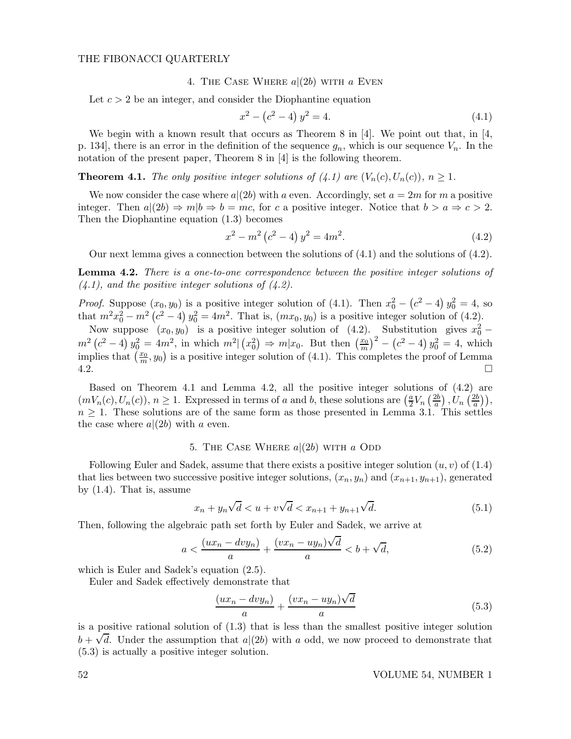## 4. The Case Where $a|(2b)$ with $a$ Even

Let $c > 2$ be an integer, and consider the Diophantine equation

$$x^2 - \left(c^2 - 4\right) y^2 = 4. \tag{4.1}$$

We begin with a known result that occurs as Theorem 8 in [4]. We point out that, in [4, p. 134], there is an error in the definition of the sequence $g_n$, which is our sequence $V_n$. In the notation of the present paper, Theorem 8 in [4] is the following theorem.

**Theorem 4.1.** *The only positive integer solutions of (4.1) are $(V_n(c), U_n(c))$, $n \geq 1$.*

We now consider the case where $a|(2b)$ with $a$ even. Accordingly, set $a = 2m$ for $m$ a positive integer. Then $a|(2b) \Rightarrow m|b \Rightarrow b = mc$, for $c$ a positive integer. Notice that $b > a \Rightarrow c > 2$. Then the Diophantine equation (1.3) becomes

$$x^2 - m^2 \left(c^2 - 4\right) y^2 = 4m^2. \tag{4.2}$$

Our next lemma gives a connection between the solutions of (4.1) and the solutions of (4.2).

**Lemma 4.2.** *There is a one-to-one correspondence between the positive integer solutions of (4.1), and the positive integer solutions of (4.2).*

*Proof.* Suppose $(x_0, y_0)$ is a positive integer solution of (4.1). Then $x_0^2 - \left(c^2 - 4\right) y_0^2 = 4$, so that $m^2 x_0^2 - m^2 \left(c^2 - 4\right) y_0^2 = 4m^2$. That is, $(mx_0, y_0)$ is a positive integer solution of (4.2).

Now suppose $(x_0, y_0)$ is a positive integer solution of (4.2). Substitution gives $x_0^2 - m^2 \left(c^2 - 4\right) y_0^2 = 4m^2$, in which $m^2 | \left(x_0^2\right) \Rightarrow m | x_0$. But then $\left(\frac{x_0}{m}\right)^2 - \left(c^2 - 4\right) y_0^2 = 4$, which implies that $\left(\frac{x_0}{m}, y_0\right)$ is a positive integer solution of (4.1). This completes the proof of Lemma 4.2. □

Based on Theorem 4.1 and Lemma 4.2, all the positive integer solutions of (4.2) are $(mV_n(c), U_n(c))$, $n \geq 1$. Expressed in terms of $a$ and $b$, these solutions are $\left(\frac{a}{2} V_n\left(\frac{2b}{a}\right), U_n\left(\frac{2b}{a}\right)\right)$, $n \geq 1$. These solutions are of the same form as those presented in Lemma 3.1. This settles the case where $a|(2b)$ with $a$ even.

## 5. The Case Where $a|(2b)$ with $a$ Odd

Following Euler and Sadek, assume that there exists a positive integer solution $(u, v)$ of (1.4) that lies between two successive positive integer solutions, $(x_n, y_n)$ and $(x_{n+1}, y_{n+1})$, generated by (1.4). That is, assume

$$x_n + y_n \sqrt{d} < u + v\sqrt{d} < x_{n+1} + y_{n+1}\sqrt{d}. \tag{5.1}$$

Then, following the algebraic path set forth by Euler and Sadek, we arrive at

$$a < \frac{(ux_n - dvy_n)}{a} + \frac{(vx_n - uy_n)\sqrt{d}}{a} < b + \sqrt{d}, \tag{5.2}$$

which is Euler and Sadek's equation (2.5).

Euler and Sadek effectively demonstrate that

$$\frac{(ux_n - dvy_n)}{a} + \frac{(vx_n - uy_n)\sqrt{d}}{a} \tag{5.3}$$

is a positive rational solution of (1.3) that is less than the smallest positive integer solution $b + \sqrt{d}$. Under the assumption that $a|(2b)$ with $a$ odd, we now proceed to demonstrate that (5.3) is actually a positive integer solution.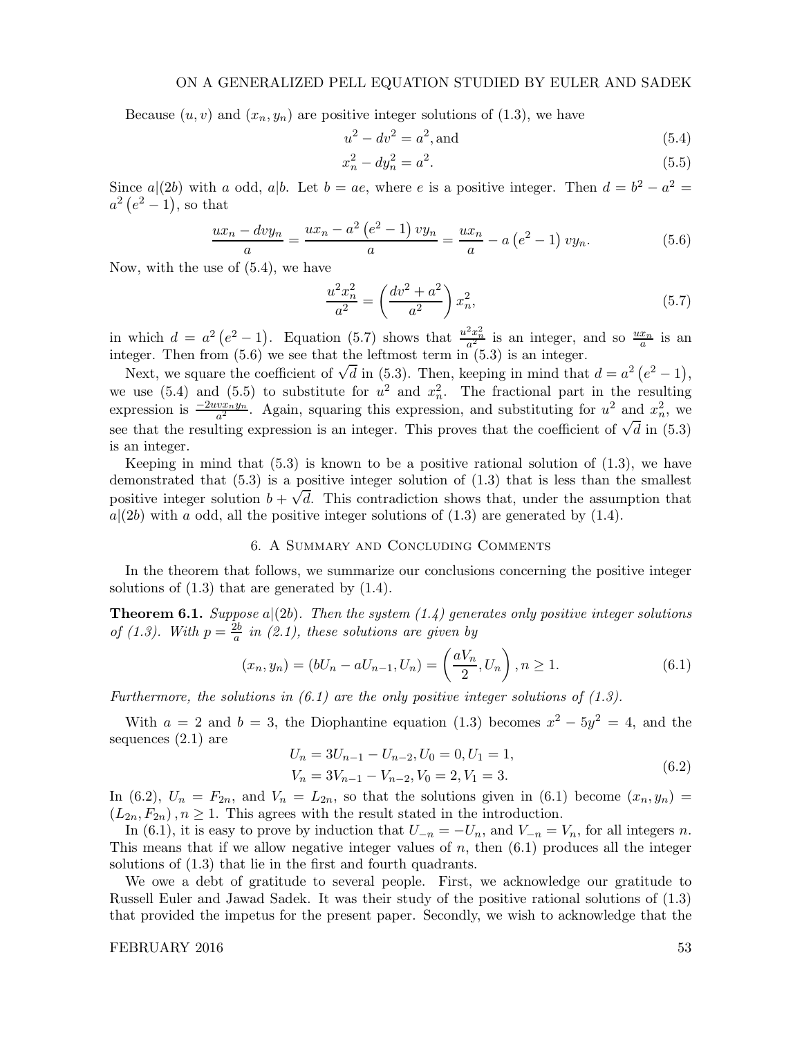Because $(u, v)$ and $(x_n, y_n)$ are positive integer solutions of (1.3), we have

$$u^2 - dv^2 = a^2, \text{and} \tag{5.4}$$

$$x_n^2 - dy_n^2 = a^2. \tag{5.5}$$

Since $a|(2b)$ with $a$ odd, $a|b$. Let $b = ae$, where $e$ is a positive integer. Then $d = b^2 - a^2 = a^2\left(e^2 - 1\right)$, so that

$$\frac{ux_n - dvy_n}{a} = \frac{ux_n - a^2\left(e^2-1\right)vy_n}{a} = \frac{ux_n}{a} - a\left(e^2 - 1\right)vy_n. \tag{5.6}$$

Now, with the use of (5.4), we have

$$\frac{u^2x_n^2}{a^2} = \left(\frac{dv^2 + a^2}{a^2}\right)x_n^2, \tag{5.7}$$

in which $d = a^2\left(e^2 - 1\right)$. Equation (5.7) shows that $\frac{u^2x_n^2}{a^2}$ is an integer, and so $\frac{ux_n}{a}$ is an integer. Then from (5.6) we see that the leftmost term in (5.3) is an integer.

Next, we square the coefficient of $\sqrt{d}$ in (5.3). Then, keeping in mind that $d = a^2\left(e^2 - 1\right)$, we use (5.4) and (5.5) to substitute for $u^2$ and $x_n^2$. The fractional part in the resulting expression is $\frac{-2uvx_ny_n}{a^2}$. Again, squaring this expression, and substituting for $u^2$ and $x_n^2$, we see that the resulting expression is an integer. This proves that the coefficient of $\sqrt{d}$ in (5.3) is an integer.

Keeping in mind that (5.3) is known to be a positive rational solution of (1.3), we have demonstrated that (5.3) is a positive integer solution of (1.3) that is less than the smallest positive integer solution $b + \sqrt{d}$. This contradiction shows that, under the assumption that $a|(2b)$ with $a$ odd, all the positive integer solutions of (1.3) are generated by (1.4).

## 6. A Summary and Concluding Comments

In the theorem that follows, we summarize our conclusions concerning the positive integer solutions of (1.3) that are generated by (1.4).

**Theorem 6.1.** *Suppose $a|(2b)$. Then the system (1.4) generates only positive integer solutions of (1.3). With $p = \frac{2b}{a}$ in (2.1), these solutions are given by*

$$(x_n, y_n) = (bU_n - aU_{n-1}, U_n) = \left(\frac{aV_n}{2}, U_n\right), n \geq 1. \tag{6.1}$$

*Furthermore, the solutions in (6.1) are the only positive integer solutions of (1.3).*

With $a = 2$ and $b = 3$, the Diophantine equation (1.3) becomes $x^2 - 5y^2 = 4$, and the sequences (2.1) are

$$\begin{aligned} U_n &= 3U_{n-1} - U_{n-2}, U_0 = 0, U_1 = 1, \\ V_n &= 3V_{n-1} - V_{n-2}, V_0 = 2, V_1 = 3. \end{aligned} \tag{6.2}$$

In (6.2), $U_n = F_{2n}$, and $V_n = L_{2n}$, so that the solutions given in (6.1) become $(x_n, y_n) = (L_{2n}, F_{2n}), n \geq 1$. This agrees with the result stated in the introduction.

In (6.1), it is easy to prove by induction that $U_{-n} = -U_n$, and $V_{-n} = V_n$, for all integers $n$. This means that if we allow negative integer values of $n$, then (6.1) produces all the integer solutions of (1.3) that lie in the first and fourth quadrants.

We owe a debt of gratitude to several people. First, we acknowledge our gratitude to Russell Euler and Jawad Sadek. It was their study of the positive rational solutions of (1.3) that provided the impetus for the present paper. Secondly, we wish to acknowledge that the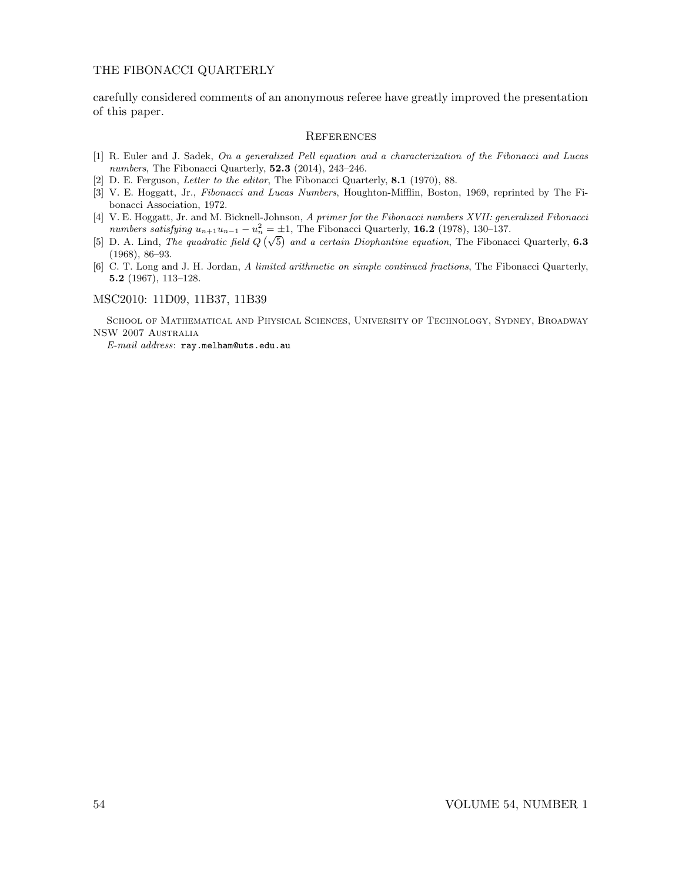carefully considered comments of an anonymous referee have greatly improved the presentation of this paper.

## References

[1] R. Euler and J. Sadek, *On a generalized Pell equation and a characterization of the Fibonacci and Lucas numbers*, The Fibonacci Quarterly, **52.3** (2014), 243–246.

[2] D. E. Ferguson, *Letter to the editor*, The Fibonacci Quarterly, **8.1** (1970), 88.

[3] V. E. Hoggatt, Jr., *Fibonacci and Lucas Numbers*, Houghton-Mifflin, Boston, 1969, reprinted by The Fibonacci Association, 1972.

[4] V. E. Hoggatt, Jr. and M. Bicknell-Johnson, *A primer for the Fibonacci numbers XVII: generalized Fibonacci numbers satisfying* $u_{n+1}u_{n-1} - u_n^2 = \pm 1$, The Fibonacci Quarterly, **16.2** (1978), 130–137.

[5] D. A. Lind, *The quadratic field* $Q\left(\sqrt{5}\right)$ *and a certain Diophantine equation*, The Fibonacci Quarterly, **6.3** (1968), 86–93.

[6] C. T. Long and J. H. Jordan, *A limited arithmetic on simple continued fractions*, The Fibonacci Quarterly, **5.2** (1967), 113–128.

MSC2010: 11D09, 11B37, 11B39

School of Mathematical and Physical Sciences, University of Technology, Sydney, Broadway NSW 2007 Australia

*E-mail address*: ray.melham@uts.edu.au